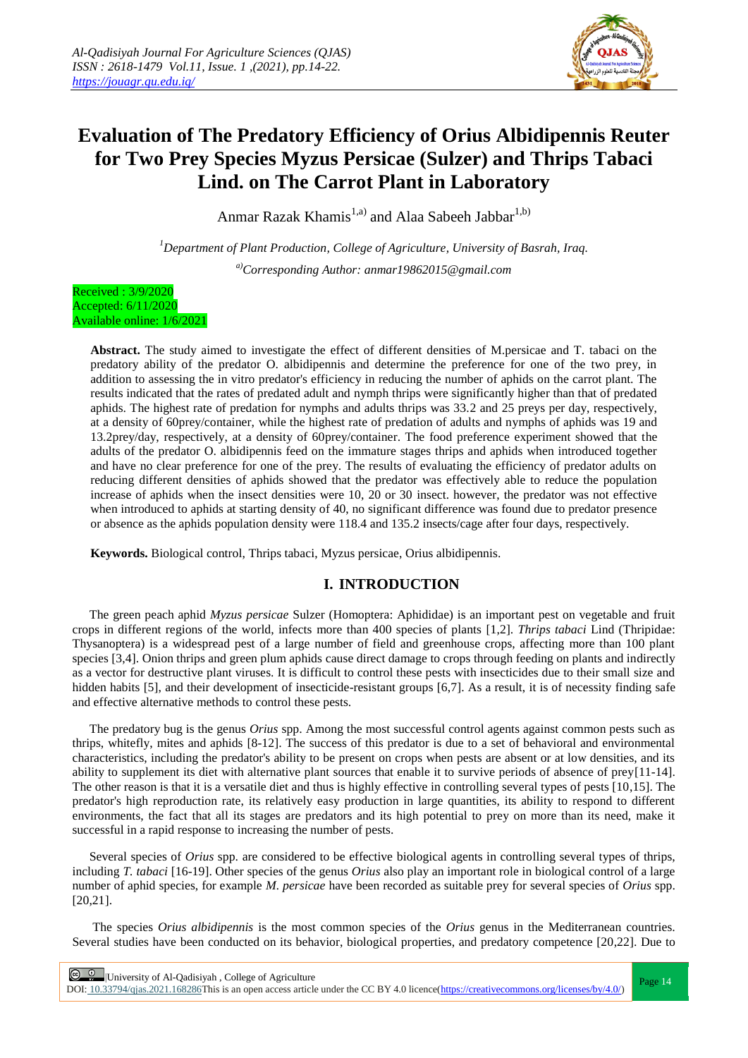# Evaluation of The Predatory Efficiency of Orius Albidipennis Reuter for Two Prey Species Myzus Persicae (Sulzer) and Thrips Tabaci Lind. on The Carrot Plant in Laboratory

Anmar Razak Khamis[1,a)] and Alaa Sabeeh Jabbar[1,b)]

[1]*Department of Plant Production, College of Agriculture, University of Basrah, Iraq.*

[a)]*Corresponding Author: anmar19862015@gmail.com*

Received : 3/9/2020
Accepted: 6/11/2020
Available online: 1/6/2021

**Abstract.** The study aimed to investigate the effect of different densities of M.persicae and T. tabaci on the predatory ability of the predator O. albidipennis and determine the preference for one of the two prey, in addition to assessing the in vitro predator's efficiency in reducing the number of aphids on the carrot plant. The results indicated that the rates of predated adult and nymph thrips were significantly higher than that of predated aphids. The highest rate of predation for nymphs and adults thrips was 33.2 and 25 preys per day, respectively, at a density of 60prey/container, while the highest rate of predation of adults and nymphs of aphids was 19 and 13.2prey/day, respectively, at a density of 60prey/container. The food preference experiment showed that the adults of the predator O. albidipennis feed on the immature stages thrips and aphids when introduced together and have no clear preference for one of the prey. The results of evaluating the efficiency of predator adults on reducing different densities of aphids showed that the predator was effectively able to reduce the population increase of aphids when the insect densities were 10, 20 or 30 insect. however, the predator was not effective when introduced to aphids at starting density of 40, no significant difference was found due to predator presence or absence as the aphids population density were 118.4 and 135.2 insects/cage after four days, respectively.

**Keywords.** Biological control, Thrips tabaci, Myzus persicae, Orius albidipennis.

## I. INTRODUCTION

The green peach aphid *Myzus persicae* Sulzer (Homoptera: Aphididae) is an important pest on vegetable and fruit crops in different regions of the world, infects more than 400 species of plants [1,2]. *Thrips tabaci* Lind (Thripidae: Thysanoptera) is a widespread pest of a large number of field and greenhouse crops, affecting more than 100 plant species [3,4]. Onion thrips and green plum aphids cause direct damage to crops through feeding on plants and indirectly as a vector for destructive plant viruses. It is difficult to control these pests with insecticides due to their small size and hidden habits [5], and their development of insecticide-resistant groups [6,7]. As a result, it is of necessity finding safe and effective alternative methods to control these pests.

The predatory bug is the genus *Orius* spp. Among the most successful control agents against common pests such as thrips, whitefly, mites and aphids [8-12]. The success of this predator is due to a set of behavioral and environmental characteristics, including the predator's ability to be present on crops when pests are absent or at low densities, and its ability to supplement its diet with alternative plant sources that enable it to survive periods of absence of prey[11-14]. The other reason is that it is a versatile diet and thus is highly effective in controlling several types of pests [10,15]. The predator's high reproduction rate, its relatively easy production in large quantities, its ability to respond to different environments, the fact that all its stages are predators and its high potential to prey on more than its need, make it successful in a rapid response to increasing the number of pests.

Several species of *Orius* spp. are considered to be effective biological agents in controlling several types of thrips, including *T. tabaci* [16-19]. Other species of the genus *Orius* also play an important role in biological control of a large number of aphid species, for example *M. persicae* have been recorded as suitable prey for several species of *Orius* spp. [20,21].

The species *Orius albidipennis* is the most common species of the *Orius* genus in the Mediterranean countries. Several studies have been conducted on its behavior, biological properties, and predatory competence [20,22]. Due to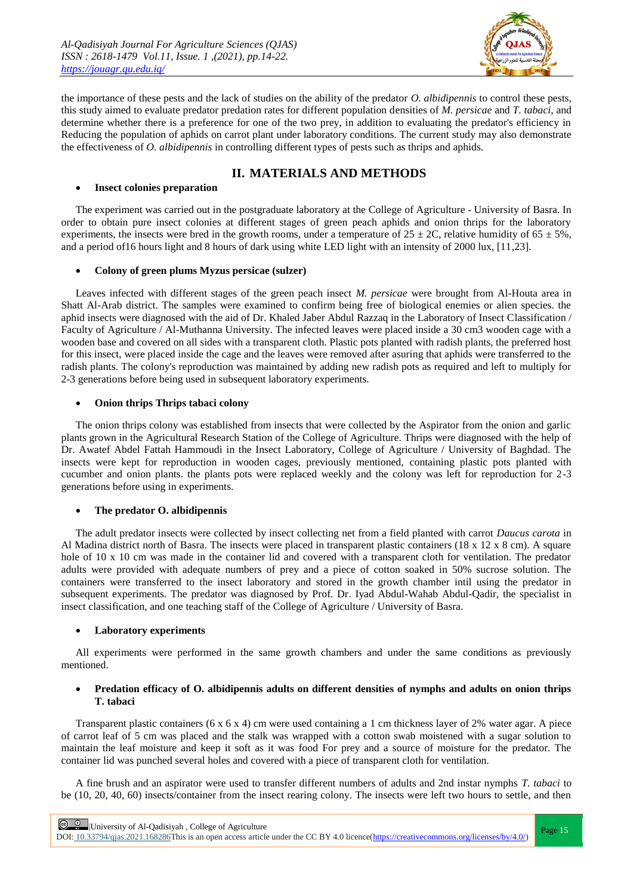the importance of these pests and the lack of studies on the ability of the predator *O. albidipennis* to control these pests, this study aimed to evaluate predator predation rates for different population densities of *M. persicae* and *T. tabaci*, and determine whether there is a preference for one of the two prey, in addition to evaluating the predator's efficiency in Reducing the population of aphids on carrot plant under laboratory conditions. The current study may also demonstrate the effectiveness of *O. albidipennis* in controlling different types of pests such as thrips and aphids.

## II. MATERIALS AND METHODS

- **Insect colonies preparation**

The experiment was carried out in the postgraduate laboratory at the College of Agriculture - University of Basra. In order to obtain pure insect colonies at different stages of green peach aphids and onion thrips for the laboratory experiments, the insects were bred in the growth rooms, under a temperature of 25 ± 2C, relative humidity of 65 ± 5%, and a period of16 hours light and 8 hours of dark using white LED light with an intensity of 2000 lux, [11,23].

- **Colony of green plums Myzus persicae (sulzer)**

Leaves infected with different stages of the green peach insect *M. persicae* were brought from Al-Houta area in Shatt Al-Arab district. The samples were examined to confirm being free of biological enemies or alien species. the aphid insects were diagnosed with the aid of Dr. Khaled Jaber Abdul Razzaq in the Laboratory of Insect Classification / Faculty of Agriculture / Al-Muthanna University. The infected leaves were placed inside a 30 cm3 wooden cage with a wooden base and covered on all sides with a transparent cloth. Plastic pots planted with radish plants, the preferred host for this insect, were placed inside the cage and the leaves were removed after asuring that aphids were transferred to the radish plants. The colony's reproduction was maintained by adding new radish pots as required and left to multiply for 2-3 generations before being used in subsequent laboratory experiments.

- **Onion thrips Thrips tabaci colony**

The onion thrips colony was established from insects that were collected by the Aspirator from the onion and garlic plants grown in the Agricultural Research Station of the College of Agriculture. Thrips were diagnosed with the help of Dr. Awatef Abdel Fattah Hammoudi in the Insect Laboratory, College of Agriculture / University of Baghdad. The insects were kept for reproduction in wooden cages, previously mentioned, containing plastic pots planted with cucumber and onion plants. the plants pots were replaced weekly and the colony was left for reproduction for 2-3 generations before using in experiments.

- **The predator O. albidipennis**

The adult predator insects were collected by insect collecting net from a field planted with carrot *Daucus carota* in Al Madina district north of Basra. The insects were placed in transparent plastic containers (18 x 12 x 8 cm). A square hole of 10 x 10 cm was made in the container lid and covered with a transparent cloth for ventilation. The predator adults were provided with adequate numbers of prey and a piece of cotton soaked in 50% sucrose solution. The containers were transferred to the insect laboratory and stored in the growth chamber intil using the predator in subsequent experiments. The predator was diagnosed by Prof. Dr. Iyad Abdul-Wahab Abdul-Qadir, the specialist in insect classification, and one teaching staff of the College of Agriculture / University of Basra.

- **Laboratory experiments**

All experiments were performed in the same growth chambers and under the same conditions as previously mentioned.

- **Predation efficacy of O. albidipennis adults on different densities of nymphs and adults on onion thrips T. tabaci**

Transparent plastic containers (6 x 6 x 4) cm were used containing a 1 cm thickness layer of 2% water agar. A piece of carrot leaf of 5 cm was placed and the stalk was wrapped with a cotton swab moistened with a sugar solution to maintain the leaf moisture and keep it soft as it was food For prey and a source of moisture for the predator. The container lid was punched several holes and covered with a piece of transparent cloth for ventilation.

A fine brush and an aspirator were used to transfer different numbers of adults and 2nd instar nymphs *T. tabaci* to be (10, 20, 40, 60) insects/container from the insect rearing colony. The insects were left two hours to settle, and then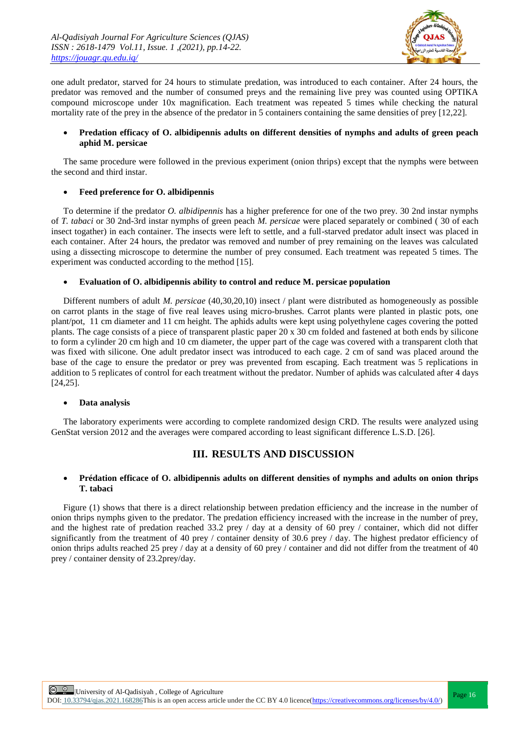one adult predator, starved for 24 hours to stimulate predation, was introduced to each container. After 24 hours, the predator was removed and the number of consumed preys and the remaining live prey was counted using OPTIKA compound microscope under 10x magnification. Each treatment was repeated 5 times while checking the natural mortality rate of the prey in the absence of the predator in 5 containers containing the same densities of prey [12,22].

- **Predation efficacy of O. albidipennis adults on different densities of nymphs and adults of green peach aphid M. persicae**

The same procedure were followed in the previous experiment (onion thrips) except that the nymphs were between the second and third instar.

- **Feed preference for O. albidipennis**

To determine if the predator *O. albidipennis* has a higher preference for one of the two prey. 30 2nd instar nymphs of *T. tabaci* or 30 2nd-3rd instar nymphs of green peach *M. persicae* were placed separately or combined ( 30 of each insect togather) in each container. The insects were left to settle, and a full-starved predator adult insect was placed in each container. After 24 hours, the predator was removed and number of prey remaining on the leaves was calculated using a dissecting microscope to determine the number of prey consumed. Each treatment was repeated 5 times. The experiment was conducted according to the method [15].

- **Evaluation of O. albidipennis ability to control and reduce M. persicae population**

Different numbers of adult *M. persicae* (40,30,20,10) insect / plant were distributed as homogeneously as possible on carrot plants in the stage of five real leaves using micro-brushes. Carrot plants were planted in plastic pots, one plant/pot, 11 cm diameter and 11 cm height. The aphids adults were kept using polyethylene cages covering the potted plants. The cage consists of a piece of transparent plastic paper 20 x 30 cm folded and fastened at both ends by silicone to form a cylinder 20 cm high and 10 cm diameter, the upper part of the cage was covered with a transparent cloth that was fixed with silicone. One adult predator insect was introduced to each cage. 2 cm of sand was placed around the base of the cage to ensure the predator or prey was prevented from escaping. Each treatment was 5 replications in addition to 5 replicates of control for each treatment without the predator. Number of aphids was calculated after 4 days [24,25].

- **Data analysis**

The laboratory experiments were according to complete randomized design CRD. The results were analyzed using GenStat version 2012 and the averages were compared according to least significant difference L.S.D. [26].

## III. RESULTS AND DISCUSSION

- **Prédation efficace of O. albidipennis adults on different densities of nymphs and adults on onion thrips T. tabaci**

Figure (1) shows that there is a direct relationship between predation efficiency and the increase in the number of onion thrips nymphs given to the predator. The predation efficiency increased with the increase in the number of prey, and the highest rate of predation reached 33.2 prey / day at a density of 60 prey / container, which did not differ significantly from the treatment of 40 prey / container density of 30.6 prey / day. The highest predator efficiency of onion thrips adults reached 25 prey / day at a density of 60 prey / container and did not differ from the treatment of 40 prey / container density of 23.2prey/day.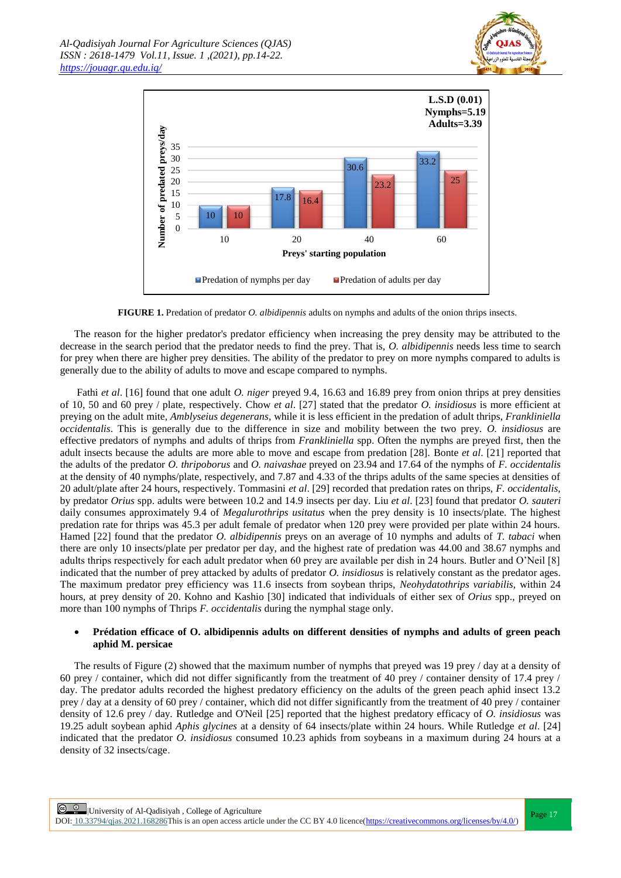**FIGURE 1.** Predation of predator *O. albidipennis* adults on nymphs and adults of the onion thrips insects.

The reason for the higher predator's predator efficiency when increasing the prey density may be attributed to the decrease in the search period that the predator needs to find the prey. That is, *O. albidipennis* needs less time to search for prey when there are higher prey densities. The ability of the predator to prey on more nymphs compared to adults is generally due to the ability of adults to move and escape compared to nymphs.

Fathi *et al*. [16] found that one adult *O. niger* preyed 9.4, 16.63 and 16.89 prey from onion thrips at prey densities of 10, 50 and 60 prey / plate, respectively. Chow *et al*. [27] stated that the predator *O. insidiosus* is more efficient at preying on the adult mite, *Amblyseius degenerans*, while it is less efficient in the predation of adult thrips, *Frankliniella occidentalis*. This is generally due to the difference in size and mobility between the two prey. *O. insidiosus* are effective predators of nymphs and adults of thrips from *Frankliniella* spp. Often the nymphs are preyed first, then the adult insects because the adults are more able to move and escape from predation [28]. Bonte *et al*. [21] reported that the adults of the predator *O. thripoborus* and *O. naivashae* preyed on 23.94 and 17.64 of the nymphs of *F. occidentalis* at the density of 40 nymphs/plate, respectively, and 7.87 and 4.33 of the thrips adults of the same species at densities of 20 adult/plate after 24 hours, respectively. Tommasini *et al*. [29] recorded that predation rates on thrips, *F. occidentalis*, by predator *Orius* spp. adults were between 10.2 and 14.9 insects per day. Liu *et al*. [23] found that predator *O. sauteri* daily consumes approximately 9.4 of *Megalurothrips usitatus* when the prey density is 10 insects/plate. The highest predation rate for thrips was 45.3 per adult female of predator when 120 prey were provided per plate within 24 hours. Hamed [22] found that the predator *O. albidipennis* preys on an average of 10 nymphs and adults of *T. tabaci* when there are only 10 insects/plate per predator per day, and the highest rate of predation was 44.00 and 38.67 nymphs and adults thrips respectively for each adult predator when 60 prey are available per dish in 24 hours. Butler and O'Neil [8] indicated that the number of prey attacked by adults of predator *O. insidiosus* is relatively constant as the predator ages. The maximum predator prey efficiency was 11.6 insects from soybean thrips, *Neohydatothrips variabilis*, within 24 hours, at prey density of 20. Kohno and Kashio [30] indicated that individuals of either sex of *Orius* spp., preyed on more than 100 nymphs of Thrips *F. occidentalis* during the nymphal stage only.

- **Prédation efficace of O. albidipennis adults on different densities of nymphs and adults of green peach aphid M. persicae**

The results of Figure (2) showed that the maximum number of nymphs that preyed was 19 prey / day at a density of 60 prey / container, which did not differ significantly from the treatment of 40 prey / container density of 17.4 prey / day. The predator adults recorded the highest predatory efficiency on the adults of the green peach aphid insect 13.2 prey / day at a density of 60 prey / container, which did not differ significantly from the treatment of 40 prey / container density of 12.6 prey / day. Rutledge and O'Neil [25] reported that the highest predatory efficacy of *O. insidiosus* was 19.25 adult soybean aphid *Aphis glycines* at a density of 64 insects/plate within 24 hours. While Rutledge *et al*. [24] indicated that the predator *O. insidiosus* consumed 10.23 aphids from soybeans in a maximum during 24 hours at a density of 32 insects/cage.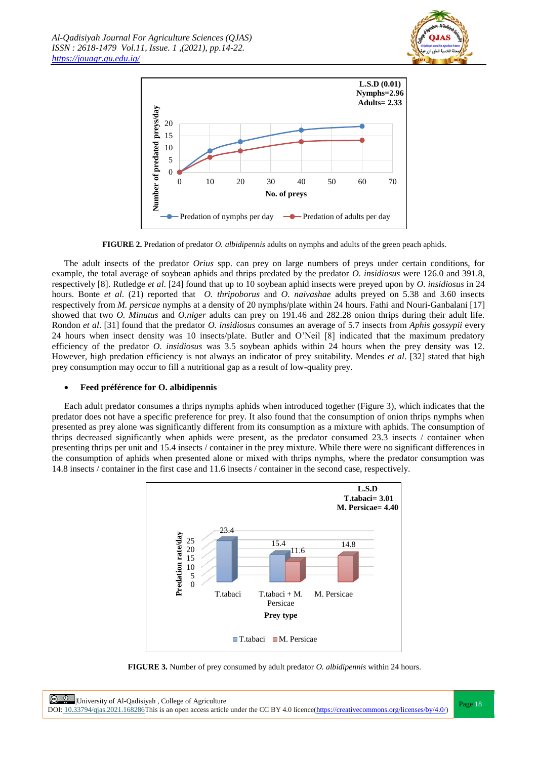**FIGURE 2.** Predation of predator *O. albidipennis* adults on nymphs and adults of the green peach aphids.

The adult insects of the predator *Orius* spp. can prey on large numbers of preys under certain conditions, for example, the total average of soybean aphids and thrips predated by the predator *O. insidiosus* were 126.0 and 391.8, respectively [8]. Rutledge *et al*. [24] found that up to 10 soybean aphid insects were preyed upon by *O. insidiosus* in 24 hours. Bonte *et al.* (21) reported that *O. thripoborus* and *O. naivashae* adults preyed on 5.38 and 3.60 insects respectively from *M. persicae* nymphs at a density of 20 nymphs/plate within 24 hours. Fathi and Nouri-Ganbalani [17] showed that two *O. Minutus* and *O.niger* adults can prey on 191.46 and 282.28 onion thrips during their adult life. Rondon *et al*. [31] found that the predator *O. insidiosus* consumes an average of 5.7 insects from *Aphis gossypii* every 24 hours when insect density was 10 insects/plate. Butler and O'Neil [8] indicated that the maximum predatory efficiency of the predator *O. insidiosus* was 3.5 soybean aphids within 24 hours when the prey density was 12. However, high predation efficiency is not always an indicator of prey suitability. Mendes *et al*. [32] stated that high prey consumption may occur to fill a nutritional gap as a result of low-quality prey.

- **Feed préférence for O. albidipennis**

Each adult predator consumes a thrips nymphs aphids when introduced together (Figure 3), which indicates that the predator does not have a specific preference for prey. It also found that the consumption of onion thrips nymphs when presented as prey alone was significantly different from its consumption as a mixture with aphids. The consumption of thrips decreased significantly when aphids were present, as the predator consumed 23.3 insects / container when presenting thrips per unit and 15.4 insects / container in the prey mixture. While there were no significant differences in the consumption of aphids when presented alone or mixed with thrips nymphs, where the predator consumption was 14.8 insects / container in the first case and 11.6 insects / container in the second case, respectively.

**FIGURE 3.** Number of prey consumed by adult predator *O. albidipennis* within 24 hours.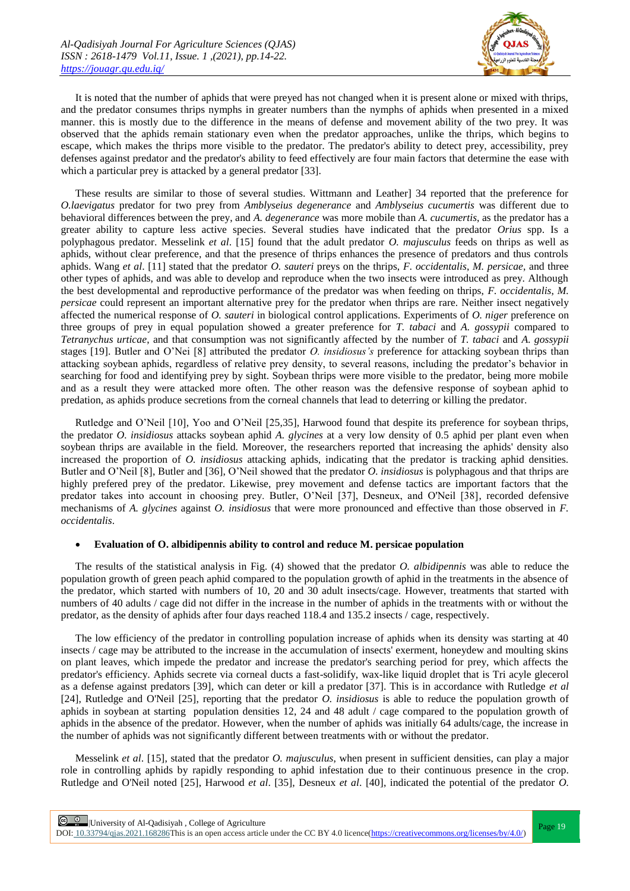It is noted that the number of aphids that were preyed has not changed when it is present alone or mixed with thrips, and the predator consumes thrips nymphs in greater numbers than the nymphs of aphids when presented in a mixed manner. this is mostly due to the difference in the means of defense and movement ability of the two prey. It was observed that the aphids remain stationary even when the predator approaches, unlike the thrips, which begins to escape, which makes the thrips more visible to the predator. The predator's ability to detect prey, accessibility, prey defenses against predator and the predator's ability to feed effectively are four main factors that determine the ease with which a particular prey is attacked by a general predator [33].

These results are similar to those of several studies. Wittmann and Leather] 34 reported that the preference for *O.laevigatus* predator for two prey from *Amblyseius degenerance* and *Amblyseius cucumertis* was different due to behavioral differences between the prey, and *A. degenerance* was more mobile than *A. cucumertis*, as the predator has a greater ability to capture less active species. Several studies have indicated that the predator *Orius* spp. Is a polyphagous predator. Messelink *et al*. [15] found that the adult predator *O. majusculus* feeds on thrips as well as aphids, without clear preference, and that the presence of thrips enhances the presence of predators and thus controls aphids. Wang *et al*. [11] stated that the predator *O. sauteri* preys on the thrips, *F. occidentalis*, *M. persicae*, and three other types of aphids, and was able to develop and reproduce when the two insects were introduced as prey. Although the best developmental and reproductive performance of the predator was when feeding on thrips, *F. occidentalis*, *M. persicae* could represent an important alternative prey for the predator when thrips are rare. Neither insect negatively affected the numerical response of *O. sauteri* in biological control applications. Experiments of *O. niger* preference on three groups of prey in equal population showed a greater preference for *T. tabaci* and *A. gossypii* compared to *Tetranychus urticae*, and that consumption was not significantly affected by the number of *T. tabaci* and *A. gossypii* stages [19]. Butler and O'Nei [8] attributed the predator *O. insidiosus's* preference for attacking soybean thrips than attacking soybean aphids, regardless of relative prey density, to several reasons, including the predator's behavior in searching for food and identifying prey by sight. Soybean thrips were more visible to the predator, being more mobile and as a result they were attacked more often. The other reason was the defensive response of soybean aphid to predation, as aphids produce secretions from the corneal channels that lead to deterring or killing the predator.

Rutledge and O'Neil [10], Yoo and O'Neil [25,35], Harwood found that despite its preference for soybean thrips, the predator *O. insidiosus* attacks soybean aphid *A. glycines* at a very low density of 0.5 aphid per plant even when soybean thrips are available in the field. Moreover, the researchers reported that increasing the aphids' density also increased the proportion of *O. insidiosus* attacking aphids, indicating that the predator is tracking aphid densities. Butler and O'Neil [8], Butler and [36], O'Neil showed that the predator *O. insidiosus* is polyphagous and that thrips are highly prefered prey of the predator. Likewise, prey movement and defense tactics are important factors that the predator takes into account in choosing prey. Butler, O'Neil [37], Desneux, and O'Neil [38], recorded defensive mechanisms of *A. glycines* against *O. insidiosus* that were more pronounced and effective than those observed in *F. occidentalis*.

- **Evaluation of O. albidipennis ability to control and reduce M. persicae population**

The results of the statistical analysis in Fig. (4) showed that the predator *O. albidipennis* was able to reduce the population growth of green peach aphid compared to the population growth of aphid in the treatments in the absence of the predator, which started with numbers of 10, 20 and 30 adult insects/cage. However, treatments that started with numbers of 40 adults / cage did not differ in the increase in the number of aphids in the treatments with or without the predator, as the density of aphids after four days reached 118.4 and 135.2 insects / cage, respectively.

The low efficiency of the predator in controlling population increase of aphids when its density was starting at 40 insects / cage may be attributed to the increase in the accumulation of insects' exerment, honeydew and moulting skins on plant leaves, which impede the predator and increase the predator's searching period for prey, which affects the predator's efficiency. Aphids secrete via corneal ducts a fast-solidify, wax-like liquid droplet that is Tri acyle glecerol as a defense against predators [39], which can deter or kill a predator [37]. This is in accordance with Rutledge *et al* [24], Rutledge and O'Neil [25], reporting that the predator *O. insidiosus* is able to reduce the population growth of aphids in soybean at starting population densities 12, 24 and 48 adult / cage compared to the population growth of aphids in the absence of the predator. However, when the number of aphids was initially 64 adults/cage, the increase in the number of aphids was not significantly different between treatments with or without the predator.

Messelink *et al*. [15], stated that the predator *O. majusculus*, when present in sufficient densities, can play a major role in controlling aphids by rapidly responding to aphid infestation due to their continuous presence in the crop. Rutledge and O'Neil noted [25], Harwood *et al*. [35], Desneux *et al*. [40], indicated the potential of the predator *O.*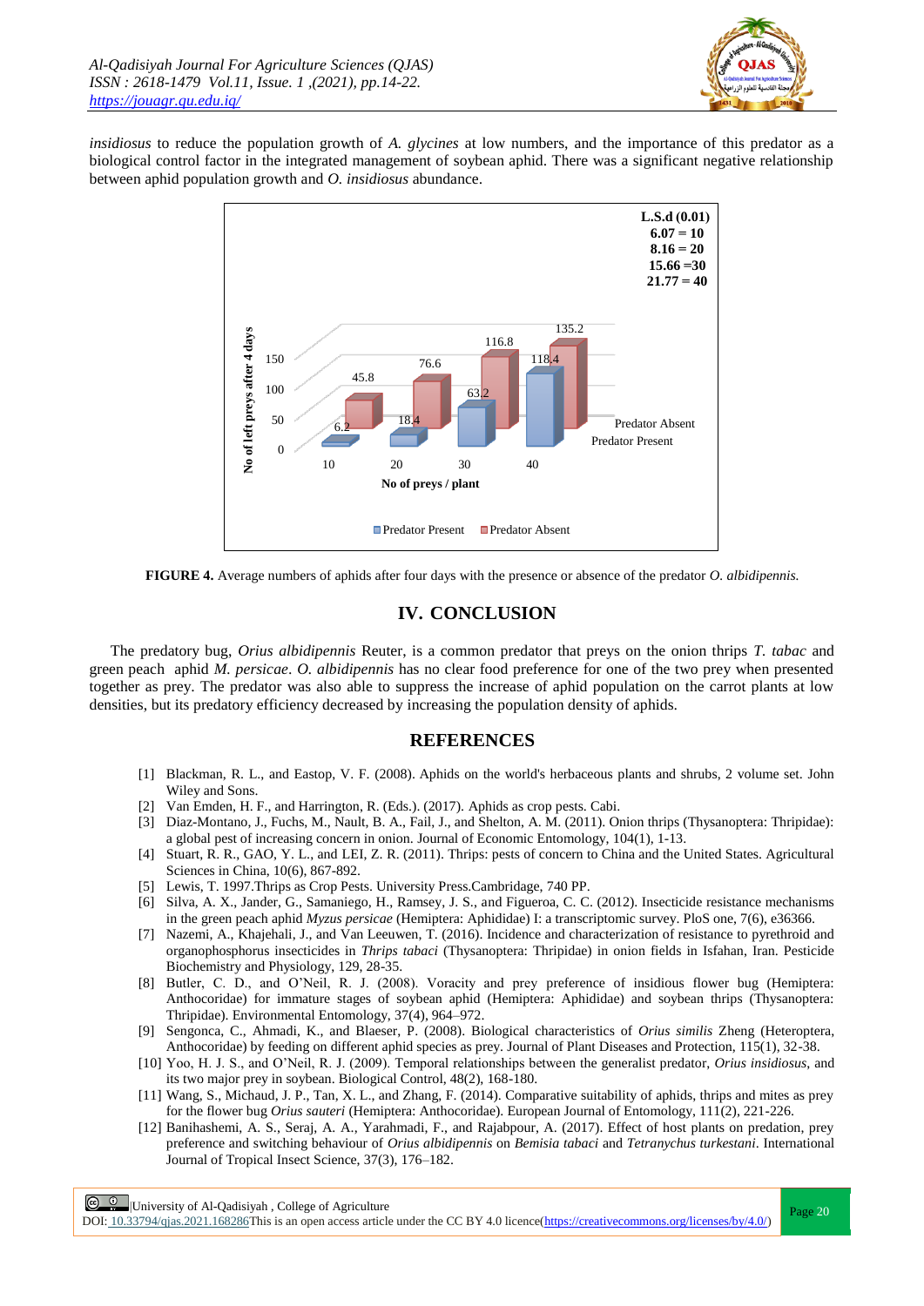*insidiosus* to reduce the population growth of *A. glycines* at low numbers, and the importance of this predator as a biological control factor in the integrated management of soybean aphid. There was a significant negative relationship between aphid population growth and *O. insidiosus* abundance.

**FIGURE 4.** Average numbers of aphids after four days with the presence or absence of the predator *O. albidipennis.*

## IV. CONCLUSION

The predatory bug, *Orius albidipennis* Reuter, is a common predator that preys on the onion thrips *T. tabac* and green peach aphid *M. persicae*. *O. albidipennis* has no clear food preference for one of the two prey when presented together as prey. The predator was also able to suppress the increase of aphid population on the carrot plants at low densities, but its predatory efficiency decreased by increasing the population density of aphids.

## REFERENCES

[1] Blackman, R. L., and Eastop, V. F. (2008). Aphids on the world's herbaceous plants and shrubs, 2 volume set. John Wiley and Sons.

[2] Van Emden, H. F., and Harrington, R. (Eds.). (2017). Aphids as crop pests. Cabi.

[3] Diaz-Montano, J., Fuchs, M., Nault, B. A., Fail, J., and Shelton, A. M. (2011). Onion thrips (Thysanoptera: Thripidae): a global pest of increasing concern in onion. Journal of Economic Entomology, 104(1), 1-13.

[4] Stuart, R. R., GAO, Y. L., and LEI, Z. R. (2011). Thrips: pests of concern to China and the United States. Agricultural Sciences in China, 10(6), 867-892.

[5] Lewis, T. 1997.Thrips as Crop Pests. University Press.Cambridage, 740 PP.

[6] Silva, A. X., Jander, G., Samaniego, H., Ramsey, J. S., and Figueroa, C. C. (2012). Insecticide resistance mechanisms in the green peach aphid *Myzus persicae* (Hemiptera: Aphididae) I: a transcriptomic survey. PloS one, 7(6), e36366.

[7] Nazemi, A., Khajehali, J., and Van Leeuwen, T. (2016). Incidence and characterization of resistance to pyrethroid and organophosphorus insecticides in *Thrips tabaci* (Thysanoptera: Thripidae) in onion fields in Isfahan, Iran. Pesticide Biochemistry and Physiology, 129, 28-35.

[8] Butler, C. D., and O'Neil, R. J. (2008). Voracity and prey preference of insidious flower bug (Hemiptera: Anthocoridae) for immature stages of soybean aphid (Hemiptera: Aphididae) and soybean thrips (Thysanoptera: Thripidae). Environmental Entomology, 37(4), 964–972.

[9] Sengonca, C., Ahmadi, K., and Blaeser, P. (2008). Biological characteristics of *Orius similis* Zheng (Heteroptera, Anthocoridae) by feeding on different aphid species as prey. Journal of Plant Diseases and Protection, 115(1), 32-38.

[10] Yoo, H. J. S., and O'Neil, R. J. (2009). Temporal relationships between the generalist predator, *Orius insidiosus*, and its two major prey in soybean. Biological Control, 48(2), 168-180.

[11] Wang, S., Michaud, J. P., Tan, X. L., and Zhang, F. (2014). Comparative suitability of aphids, thrips and mites as prey for the flower bug *Orius sauteri* (Hemiptera: Anthocoridae). European Journal of Entomology, 111(2), 221-226.

[12] Banihashemi, A. S., Seraj, A. A., Yarahmadi, F., and Rajabpour, A. (2017). Effect of host plants on predation, prey preference and switching behaviour of *Orius albidipennis* on *Bemisia tabaci* and *Tetranychus turkestani*. International Journal of Tropical Insect Science, 37(3), 176–182.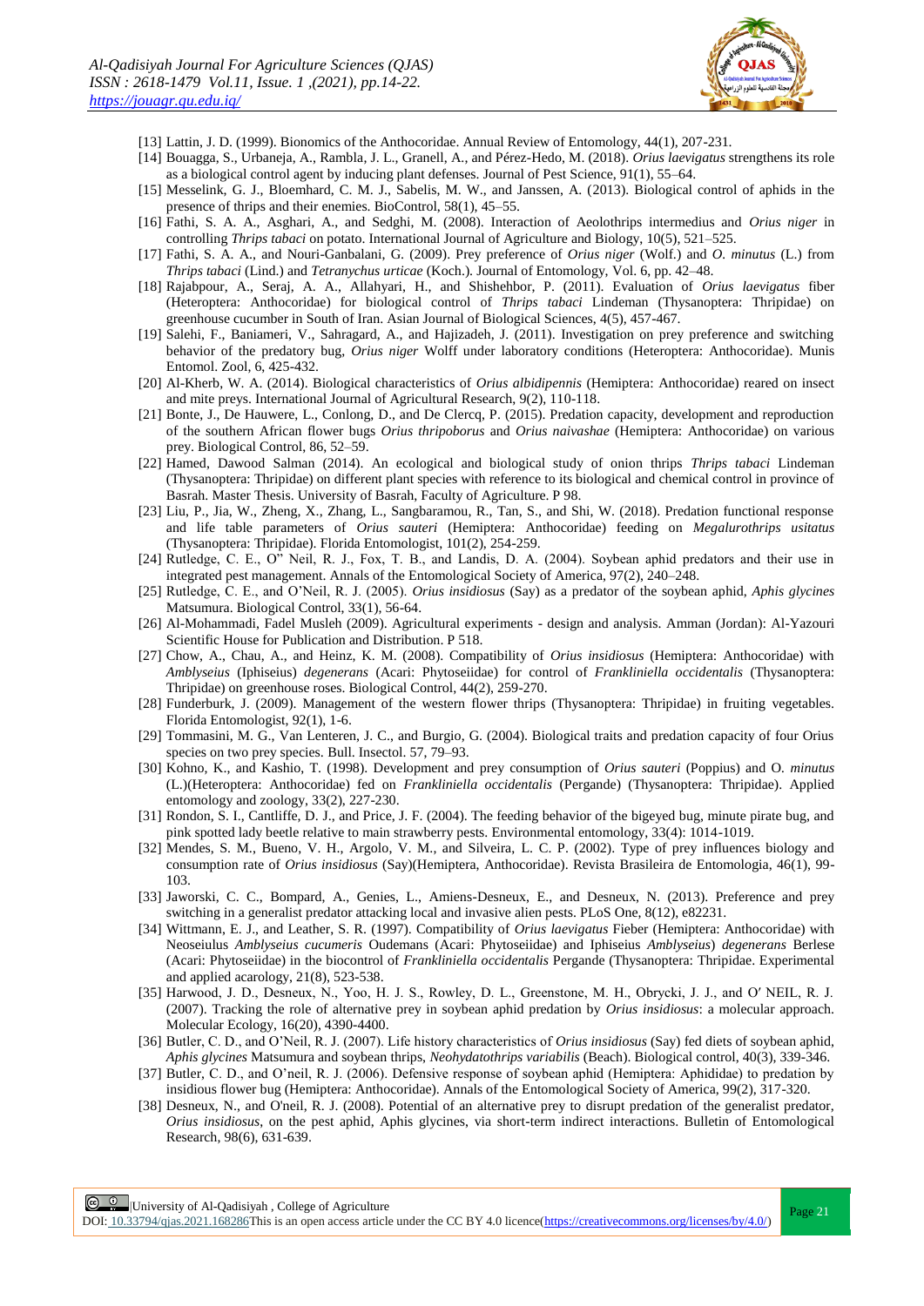[13] Lattin, J. D. (1999). Bionomics of the Anthocoridae. Annual Review of Entomology, 44(1), 207-231.

[14] Bouagga, S., Urbaneja, A., Rambla, J. L., Granell, A., and Pérez-Hedo, M. (2018). *Orius laevigatus* strengthens its role as a biological control agent by inducing plant defenses. Journal of Pest Science, 91(1), 55–64.

[15] Messelink, G. J., Bloemhard, C. M. J., Sabelis, M. W., and Janssen, A. (2013). Biological control of aphids in the presence of thrips and their enemies. BioControl, 58(1), 45–55.

[16] Fathi, S. A. A., Asghari, A., and Sedghi, M. (2008). Interaction of Aeolothrips intermedius and *Orius niger* in controlling *Thrips tabaci* on potato. International Journal of Agriculture and Biology, 10(5), 521–525.

[17] Fathi, S. A. A., and Nouri-Ganbalani, G. (2009). Prey preference of *Orius niger* (Wolf.) and *O. minutus* (L.) from *Thrips tabaci* (Lind.) and *Tetranychus urticae* (Koch.). Journal of Entomology, Vol. 6, pp. 42–48.

[18] Rajabpour, A., Seraj, A. A., Allahyari, H., and Shishehbor, P. (2011). Evaluation of *Orius laevigatus* fiber (Heteroptera: Anthocoridae) for biological control of *Thrips tabaci* Lindeman (Thysanoptera: Thripidae) on greenhouse cucumber in South of Iran. Asian Journal of Biological Sciences, 4(5), 457-467.

[19] Salehi, F., Baniameri, V., Sahragard, A., and Hajizadeh, J. (2011). Investigation on prey preference and switching behavior of the predatory bug, *Orius niger* Wolff under laboratory conditions (Heteroptera: Anthocoridae). Munis Entomol. Zool, 6, 425-432.

[20] Al-Kherb, W. A. (2014). Biological characteristics of *Orius albidipennis* (Hemiptera: Anthocoridae) reared on insect and mite preys. International Journal of Agricultural Research, 9(2), 110-118.

[21] Bonte, J., De Hauwere, L., Conlong, D., and De Clercq, P. (2015). Predation capacity, development and reproduction of the southern African flower bugs *Orius thripoborus* and *Orius naivashae* (Hemiptera: Anthocoridae) on various prey. Biological Control, 86, 52–59.

[22] Hamed, Dawood Salman (2014). An ecological and biological study of onion thrips *Thrips tabaci* Lindeman (Thysanoptera: Thripidae) on different plant species with reference to its biological and chemical control in province of Basrah. Master Thesis. University of Basrah, Faculty of Agriculture. P 98.

[23] Liu, P., Jia, W., Zheng, X., Zhang, L., Sangbaramou, R., Tan, S., and Shi, W. (2018). Predation functional response and life table parameters of *Orius sauteri* (Hemiptera: Anthocoridae) feeding on *Megalurothrips usitatus* (Thysanoptera: Thripidae). Florida Entomologist, 101(2), 254-259.

[24] Rutledge, C. E., O" Neil, R. J., Fox, T. B., and Landis, D. A. (2004). Soybean aphid predators and their use in integrated pest management. Annals of the Entomological Society of America, 97(2), 240–248.

[25] Rutledge, C. E., and O'Neil, R. J. (2005). *Orius insidiosus* (Say) as a predator of the soybean aphid, *Aphis glycines* Matsumura. Biological Control, 33(1), 56-64.

[26] Al-Mohammadi, Fadel Musleh (2009). Agricultural experiments - design and analysis. Amman (Jordan): Al-Yazouri Scientific House for Publication and Distribution. P 518.

[27] Chow, A., Chau, A., and Heinz, K. M. (2008). Compatibility of *Orius insidiosus* (Hemiptera: Anthocoridae) with *Amblyseius* (Iphiseius) *degenerans* (Acari: Phytoseiidae) for control of *Frankliniella occidentalis* (Thysanoptera: Thripidae) on greenhouse roses. Biological Control, 44(2), 259-270.

[28] Funderburk, J. (2009). Management of the western flower thrips (Thysanoptera: Thripidae) in fruiting vegetables. Florida Entomologist, 92(1), 1-6.

[29] Tommasini, M. G., Van Lenteren, J. C., and Burgio, G. (2004). Biological traits and predation capacity of four Orius species on two prey species. Bull. Insectol. 57, 79–93.

[30] Kohno, K., and Kashio, T. (1998). Development and prey consumption of *Orius sauteri* (Poppius) and O. *minutus* (L.)(Heteroptera: Anthocoridae) fed on *Frankliniella occidentalis* (Pergande) (Thysanoptera: Thripidae). Applied entomology and zoology, 33(2), 227-230.

[31] Rondon, S. I., Cantliffe, D. J., and Price, J. F. (2004). The feeding behavior of the bigeyed bug, minute pirate bug, and pink spotted lady beetle relative to main strawberry pests. Environmental entomology, 33(4): 1014-1019.

[32] Mendes, S. M., Bueno, V. H., Argolo, V. M., and Silveira, L. C. P. (2002). Type of prey influences biology and consumption rate of *Orius insidiosus* (Say)(Hemiptera, Anthocoridae). Revista Brasileira de Entomologia, 46(1), 99-103.

[33] Jaworski, C. C., Bompard, A., Genies, L., Amiens-Desneux, E., and Desneux, N. (2013). Preference and prey switching in a generalist predator attacking local and invasive alien pests. PLoS One, 8(12), e82231.

[34] Wittmann, E. J., and Leather, S. R. (1997). Compatibility of *Orius laevigatus* Fieber (Hemiptera: Anthocoridae) with Neoseiulus *Amblyseius cucumeris* Oudemans (Acari: Phytoseiidae) and Iphiseius *Amblyseius*) *degenerans* Berlese (Acari: Phytoseiidae) in the biocontrol of *Frankliniella occidentalis* Pergande (Thysanoptera: Thripidae. Experimental and applied acarology, 21(8), 523-538.

[35] Harwood, J. D., Desneux, N., Yoo, H. J. S., Rowley, D. L., Greenstone, M. H., Obrycki, J. J., and O′ NEIL, R. J. (2007). Tracking the role of alternative prey in soybean aphid predation by *Orius insidiosus*: a molecular approach. Molecular Ecology, 16(20), 4390-4400.

[36] Butler, C. D., and O'Neil, R. J. (2007). Life history characteristics of *Orius insidiosus* (Say) fed diets of soybean aphid, *Aphis glycines* Matsumura and soybean thrips, *Neohydatothrips variabilis* (Beach). Biological control, 40(3), 339-346.

[37] Butler, C. D., and O'neil, R. J. (2006). Defensive response of soybean aphid (Hemiptera: Aphididae) to predation by insidious flower bug (Hemiptera: Anthocoridae). Annals of the Entomological Society of America, 99(2), 317-320.

[38] Desneux, N., and O'neil, R. J. (2008). Potential of an alternative prey to disrupt predation of the generalist predator, *Orius insidiosus*, on the pest aphid, Aphis glycines, via short-term indirect interactions. Bulletin of Entomological Research, 98(6), 631-639.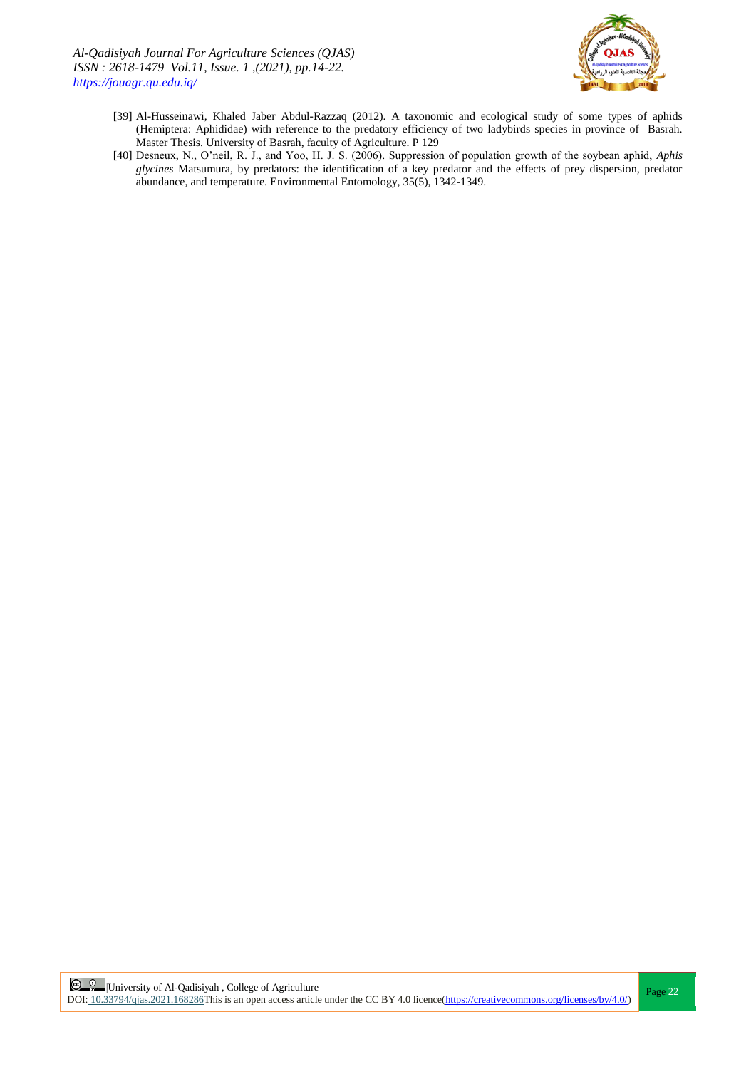[39] Al-Husseinawi, Khaled Jaber Abdul-Razzaq (2012). A taxonomic and ecological study of some types of aphids (Hemiptera: Aphididae) with reference to the predatory efficiency of two ladybirds species in province of Basrah. Master Thesis. University of Basrah, faculty of Agriculture. P 129

[40] Desneux, N., O'neil, R. J., and Yoo, H. J. S. (2006). Suppression of population growth of the soybean aphid, *Aphis glycines* Matsumura, by predators: the identification of a key predator and the effects of prey dispersion, predator abundance, and temperature. Environmental Entomology, 35(5), 1342-1349.